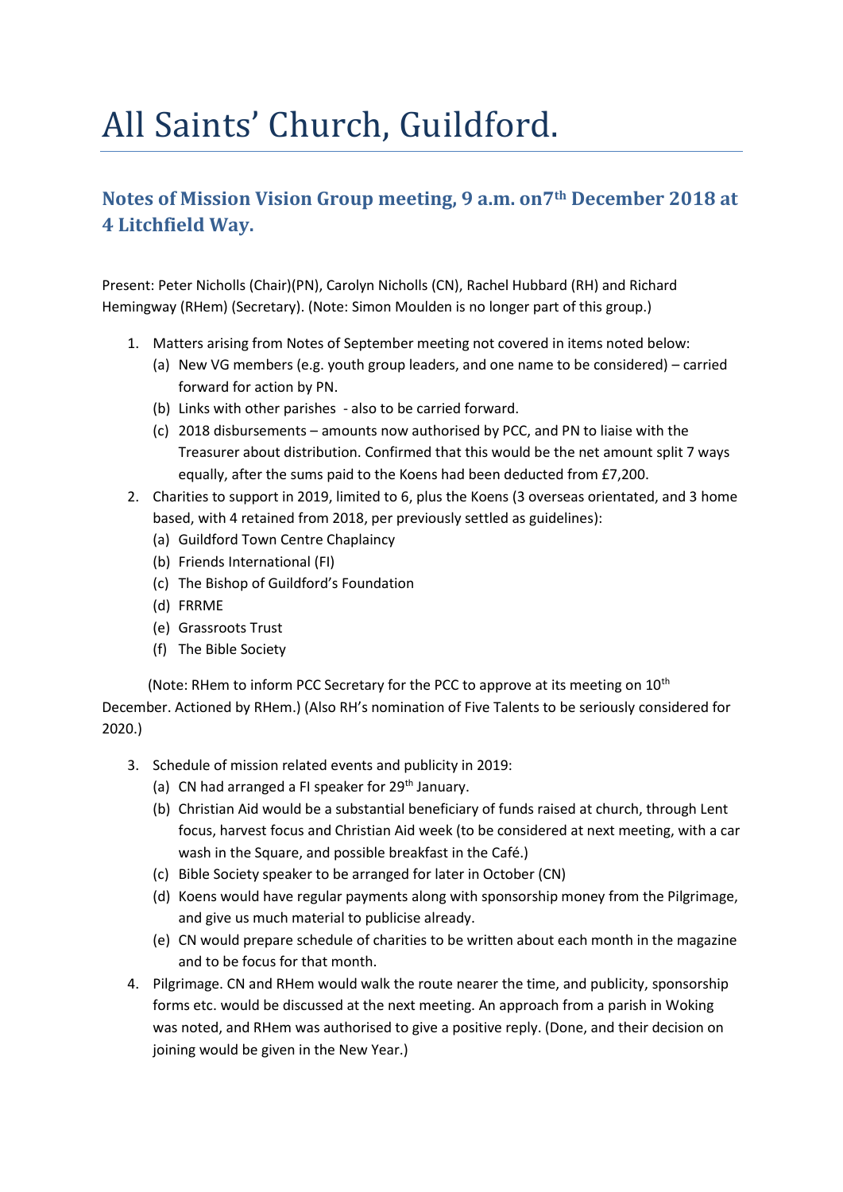# All Saints' Church, Guildford.

## Notes of Mission Vision Group meeting, 9 a.m. on7th December 2018 at 4 Litchfield Way.

Present: Peter Nicholls (Chair)(PN), Carolyn Nicholls (CN), Rachel Hubbard (RH) and Richard Hemingway (RHem) (Secretary). (Note: Simon Moulden is no longer part of this group.)

1. Matters arising from Notes of September meeting not covered in items noted below:
   (a) New VG members (e.g. youth group leaders, and one name to be considered) – carried forward for action by PN.
   (b) Links with other parishes - also to be carried forward.
   (c) 2018 disbursements – amounts now authorised by PCC, and PN to liaise with the Treasurer about distribution. Confirmed that this would be the net amount split 7 ways equally, after the sums paid to the Koens had been deducted from £7,200.
2. Charities to support in 2019, limited to 6, plus the Koens (3 overseas orientated, and 3 home based, with 4 retained from 2018, per previously settled as guidelines):
   (a) Guildford Town Centre Chaplaincy
   (b) Friends International (FI)
   (c) The Bishop of Guildford's Foundation
   (d) FRRME
   (e) Grassroots Trust
   (f) The Bible Society

(Note: RHem to inform PCC Secretary for the PCC to approve at its meeting on 10th December. Actioned by RHem.) (Also RH's nomination of Five Talents to be seriously considered for 2020.)

3. Schedule of mission related events and publicity in 2019:
   (a) CN had arranged a FI speaker for 29th January.
   (b) Christian Aid would be a substantial beneficiary of funds raised at church, through Lent focus, harvest focus and Christian Aid week (to be considered at next meeting, with a car wash in the Square, and possible breakfast in the Café.)
   (c) Bible Society speaker to be arranged for later in October (CN)
   (d) Koens would have regular payments along with sponsorship money from the Pilgrimage, and give us much material to publicise already.
   (e) CN would prepare schedule of charities to be written about each month in the magazine and to be focus for that month.
4. Pilgrimage. CN and RHem would walk the route nearer the time, and publicity, sponsorship forms etc. would be discussed at the next meeting. An approach from a parish in Woking was noted, and RHem was authorised to give a positive reply. (Done, and their decision on joining would be given in the New Year.)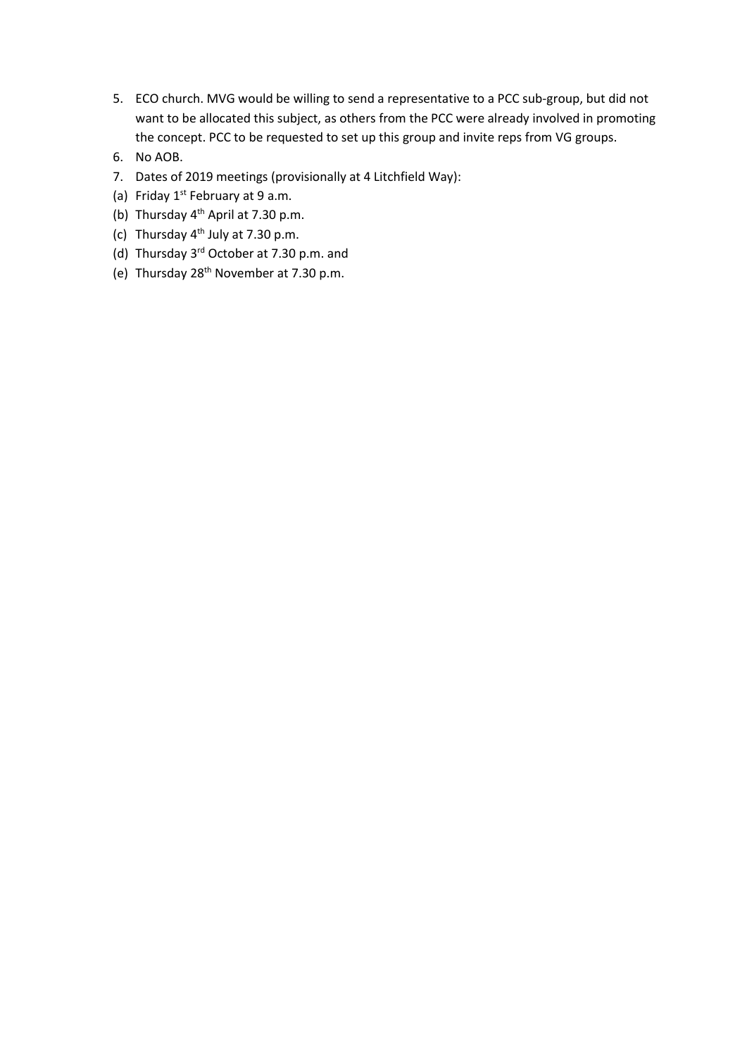5. ECO church. MVG would be willing to send a representative to a PCC sub-group, but did not want to be allocated this subject, as others from the PCC were already involved in promoting the concept. PCC to be requested to set up this group and invite reps from VG groups.
6. No AOB.
7. Dates of 2019 meetings (provisionally at 4 Litchfield Way):

(a) Friday 1st February at 9 a.m.

(b) Thursday 4th April at 7.30 p.m.

(c) Thursday 4th July at 7.30 p.m.

(d) Thursday 3rd October at 7.30 p.m. and

(e) Thursday 28th November at 7.30 p.m.